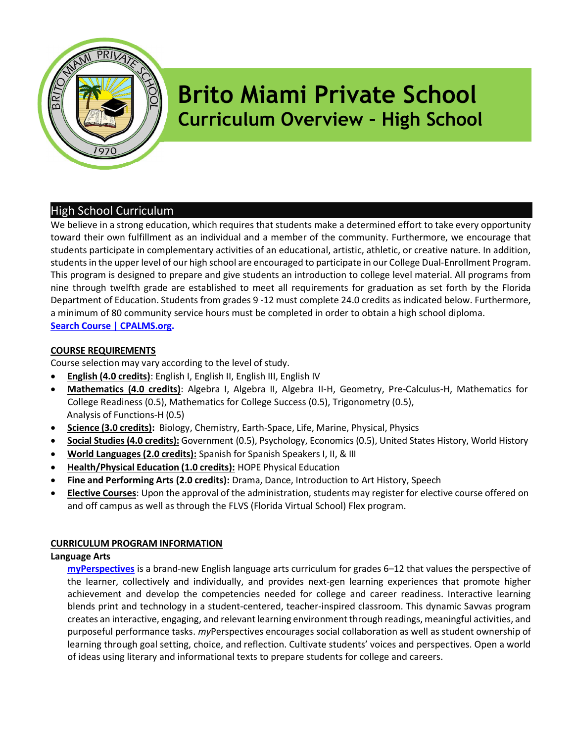// Brito Miami Private School
## Curriculum Overview – High School

## High School Curriculum

We believe in a strong education, which requires that students make a determined effort to take every opportunity toward their own fulfillment as an individual and a member of the community. Furthermore, we encourage that students participate in complementary activities of an educational, artistic, athletic, or creative nature. In addition, students in the upper level of our high school are encouraged to participate in our College Dual-Enrollment Program. This program is designed to prepare and give students an introduction to college level material. All programs from nine through twelfth grade are established to meet all requirements for graduation as set forth by the Florida Department of Education. Students from grades 9 -12 must complete 24.0 credits as indicated below. Furthermore, a minimum of 80 community service hours must be completed in order to obtain a high school diploma.
**Search Course | CPALMS.org.**

**COURSE REQUIREMENTS**

Course selection may vary according to the level of study.

- **English (4.0 credits)**: English I, English II, English III, English IV
- **Mathematics (4.0 credits)**: Algebra I, Algebra II, Algebra II-H, Geometry, Pre-Calculus-H, Mathematics for College Readiness (0.5), Mathematics for College Success (0.5), Trigonometry (0.5), Analysis of Functions-H (0.5)
- **Science (3.0 credits):** Biology, Chemistry, Earth-Space, Life, Marine, Physical, Physics
- **Social Studies (4.0 credits):** Government (0.5), Psychology, Economics (0.5), United States History, World History
- **World Languages (2.0 credits):** Spanish for Spanish Speakers I, II, & III
- **Health/Physical Education (1.0 credits):** HOPE Physical Education
- **Fine and Performing Arts (2.0 credits):** Drama, Dance, Introduction to Art History, Speech
- **Elective Courses**: Upon the approval of the administration, students may register for elective course offered on and off campus as well as through the FLVS (Florida Virtual School) Flex program.

**CURRICULUM PROGRAM INFORMATION**

**Language Arts**

**myPerspectives** is a brand-new English language arts curriculum for grades 6–12 that values the perspective of the learner, collectively and individually, and provides next-gen learning experiences that promote higher achievement and develop the competencies needed for college and career readiness. Interactive learning blends print and technology in a student-centered, teacher-inspired classroom. This dynamic Savvas program creates an interactive, engaging, and relevant learning environment through readings, meaningful activities, and purposeful performance tasks. *my*Perspectives encourages social collaboration as well as student ownership of learning through goal setting, choice, and reflection. Cultivate students' voices and perspectives. Open a world of ideas using literary and informational texts to prepare students for college and careers.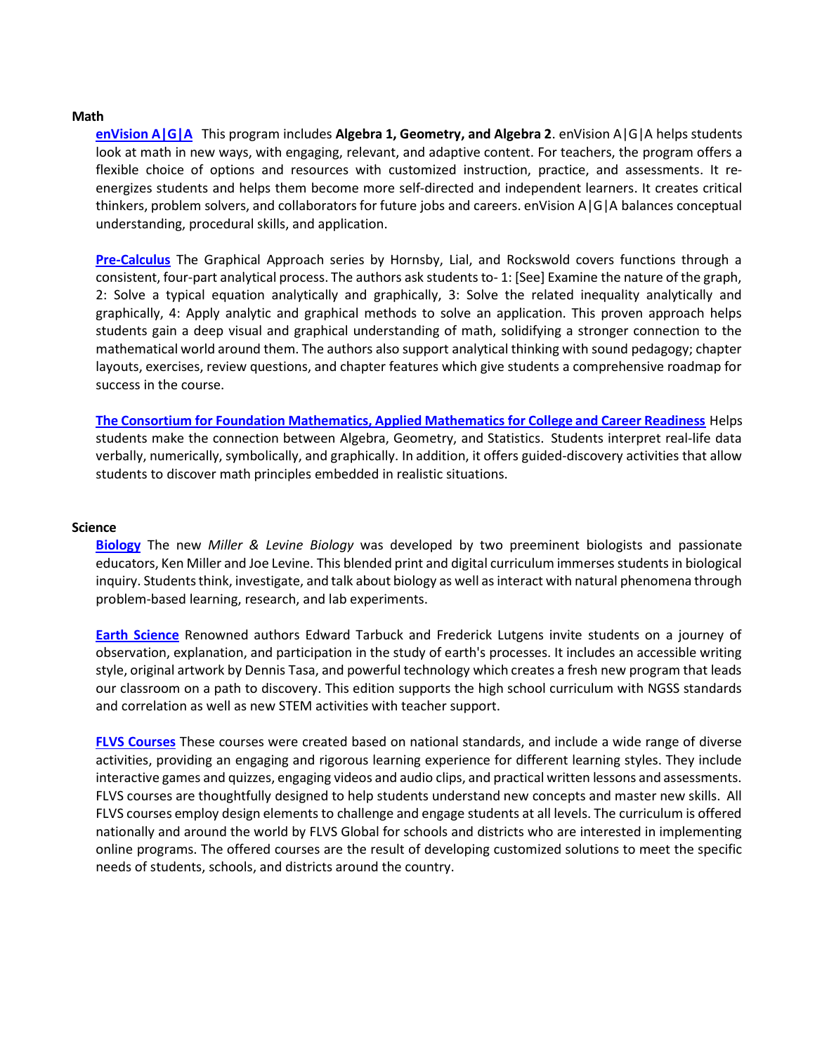**Math**

**enVision A|G|A** This program includes **Algebra 1, Geometry, and Algebra 2**. enVision A|G|A helps students look at math in new ways, with engaging, relevant, and adaptive content. For teachers, the program offers a flexible choice of options and resources with customized instruction, practice, and assessments. It re-energizes students and helps them become more self-directed and independent learners. It creates critical thinkers, problem solvers, and collaborators for future jobs and careers. enVision A|G|A balances conceptual understanding, procedural skills, and application.

**Pre-Calculus** The Graphical Approach series by Hornsby, Lial, and Rockswold covers functions through a consistent, four-part analytical process. The authors ask students to- 1: [See] Examine the nature of the graph, 2: Solve a typical equation analytically and graphically, 3: Solve the related inequality analytically and graphically, 4: Apply analytic and graphical methods to solve an application. This proven approach helps students gain a deep visual and graphical understanding of math, solidifying a stronger connection to the mathematical world around them. The authors also support analytical thinking with sound pedagogy; chapter layouts, exercises, review questions, and chapter features which give students a comprehensive roadmap for success in the course.

**The Consortium for Foundation Mathematics, Applied Mathematics for College and Career Readiness** Helps students make the connection between Algebra, Geometry, and Statistics. Students interpret real-life data verbally, numerically, symbolically, and graphically. In addition, it offers guided-discovery activities that allow students to discover math principles embedded in realistic situations.

**Science**

**Biology** The new *Miller & Levine Biology* was developed by two preeminent biologists and passionate educators, Ken Miller and Joe Levine. This blended print and digital curriculum immerses students in biological inquiry. Students think, investigate, and talk about biology as well as interact with natural phenomena through problem-based learning, research, and lab experiments.

**Earth Science** Renowned authors Edward Tarbuck and Frederick Lutgens invite students on a journey of observation, explanation, and participation in the study of earth's processes. It includes an accessible writing style, original artwork by Dennis Tasa, and powerful technology which creates a fresh new program that leads our classroom on a path to discovery. This edition supports the high school curriculum with NGSS standards and correlation as well as new STEM activities with teacher support.

**FLVS Courses** These courses were created based on national standards, and include a wide range of diverse activities, providing an engaging and rigorous learning experience for different learning styles. They include interactive games and quizzes, engaging videos and audio clips, and practical written lessons and assessments. FLVS courses are thoughtfully designed to help students understand new concepts and master new skills. All FLVS courses employ design elements to challenge and engage students at all levels. The curriculum is offered nationally and around the world by FLVS Global for schools and districts who are interested in implementing online programs. The offered courses are the result of developing customized solutions to meet the specific needs of students, schools, and districts around the country.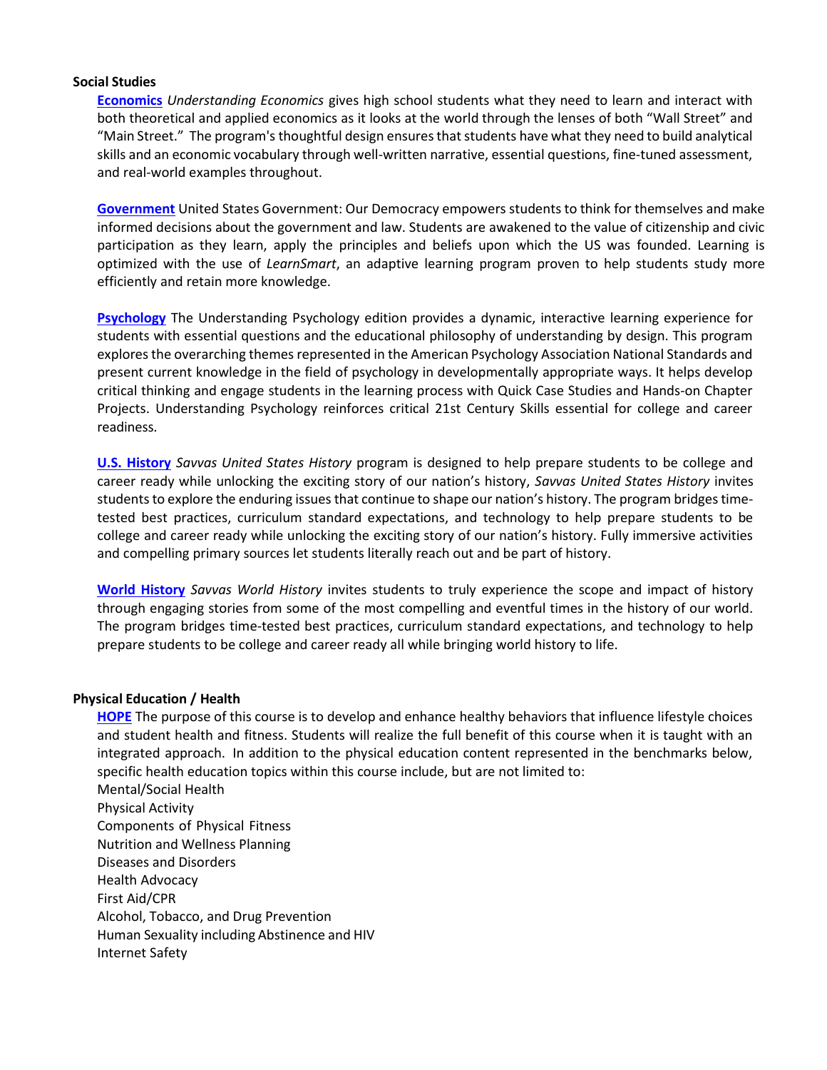**Social Studies**

**Economics** *Understanding Economics* gives high school students what they need to learn and interact with both theoretical and applied economics as it looks at the world through the lenses of both "Wall Street" and "Main Street." The program's thoughtful design ensures that students have what they need to build analytical skills and an economic vocabulary through well-written narrative, essential questions, fine-tuned assessment, and real-world examples throughout.

**Government** United States Government: Our Democracy empowers students to think for themselves and make informed decisions about the government and law. Students are awakened to the value of citizenship and civic participation as they learn, apply the principles and beliefs upon which the US was founded. Learning is optimized with the use of *LearnSmart*, an adaptive learning program proven to help students study more efficiently and retain more knowledge.

**Psychology** The Understanding Psychology edition provides a dynamic, interactive learning experience for students with essential questions and the educational philosophy of understanding by design. This program explores the overarching themes represented in the American Psychology Association National Standards and present current knowledge in the field of psychology in developmentally appropriate ways. It helps develop critical thinking and engage students in the learning process with Quick Case Studies and Hands-on Chapter Projects. Understanding Psychology reinforces critical 21st Century Skills essential for college and career readiness.

**U.S. History** *Savvas United States History* program is designed to help prepare students to be college and career ready while unlocking the exciting story of our nation's history, *Savvas United States History* invites students to explore the enduring issues that continue to shape our nation's history. The program bridges time-tested best practices, curriculum standard expectations, and technology to help prepare students to be college and career ready while unlocking the exciting story of our nation's history. Fully immersive activities and compelling primary sources let students literally reach out and be part of history.

**World History** *Savvas World History* invites students to truly experience the scope and impact of history through engaging stories from some of the most compelling and eventful times in the history of our world. The program bridges time-tested best practices, curriculum standard expectations, and technology to help prepare students to be college and career ready all while bringing world history to life.

**Physical Education / Health**

**HOPE** The purpose of this course is to develop and enhance healthy behaviors that influence lifestyle choices and student health and fitness. Students will realize the full benefit of this course when it is taught with an integrated approach. In addition to the physical education content represented in the benchmarks below, specific health education topics within this course include, but are not limited to:

Mental/Social Health
Physical Activity
Components of Physical Fitness
Nutrition and Wellness Planning
Diseases and Disorders
Health Advocacy
First Aid/CPR
Alcohol, Tobacco, and Drug Prevention
Human Sexuality including Abstinence and HIV
Internet Safety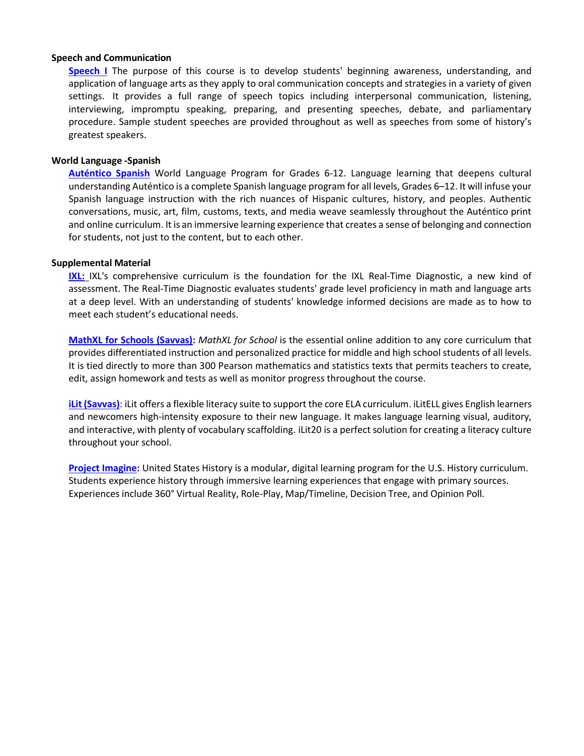**Speech and Communication**

**Speech I** The purpose of this course is to develop students' beginning awareness, understanding, and application of language arts as they apply to oral communication concepts and strategies in a variety of given settings. It provides a full range of speech topics including interpersonal communication, listening, interviewing, impromptu speaking, preparing, and presenting speeches, debate, and parliamentary procedure. Sample student speeches are provided throughout as well as speeches from some of history's greatest speakers.

**World Language -Spanish**

**Auténtico Spanish** World Language Program for Grades 6-12. Language learning that deepens cultural understanding Auténtico is a complete Spanish language program for all levels, Grades 6–12. It will infuse your Spanish language instruction with the rich nuances of Hispanic cultures, history, and peoples. Authentic conversations, music, art, film, customs, texts, and media weave seamlessly throughout the Auténtico print and online curriculum. It is an immersive learning experience that creates a sense of belonging and connection for students, not just to the content, but to each other.

**Supplemental Material**

**IXL:** IXL's comprehensive curriculum is the foundation for the IXL Real-Time Diagnostic, a new kind of assessment. The Real-Time Diagnostic evaluates students' grade level proficiency in math and language arts at a deep level. With an understanding of students' knowledge informed decisions are made as to how to meet each student's educational needs.

**MathXL for Schools (Savvas):** *MathXL for School* is the essential online addition to any core curriculum that provides differentiated instruction and personalized practice for middle and high school students of all levels. It is tied directly to more than 300 Pearson mathematics and statistics texts that permits teachers to create, edit, assign homework and tests as well as monitor progress throughout the course.

**iLit (Savvas)**: iLit offers a flexible literacy suite to support the core ELA curriculum. iLitELL gives English learners and newcomers high-intensity exposure to their new language. It makes language learning visual, auditory, and interactive, with plenty of vocabulary scaffolding. iLit20 is a perfect solution for creating a literacy culture throughout your school.

**Project Imagine:** United States History is a modular, digital learning program for the U.S. History curriculum. Students experience history through immersive learning experiences that engage with primary sources. Experiences include 360° Virtual Reality, Role-Play, Map/Timeline, Decision Tree, and Opinion Poll.